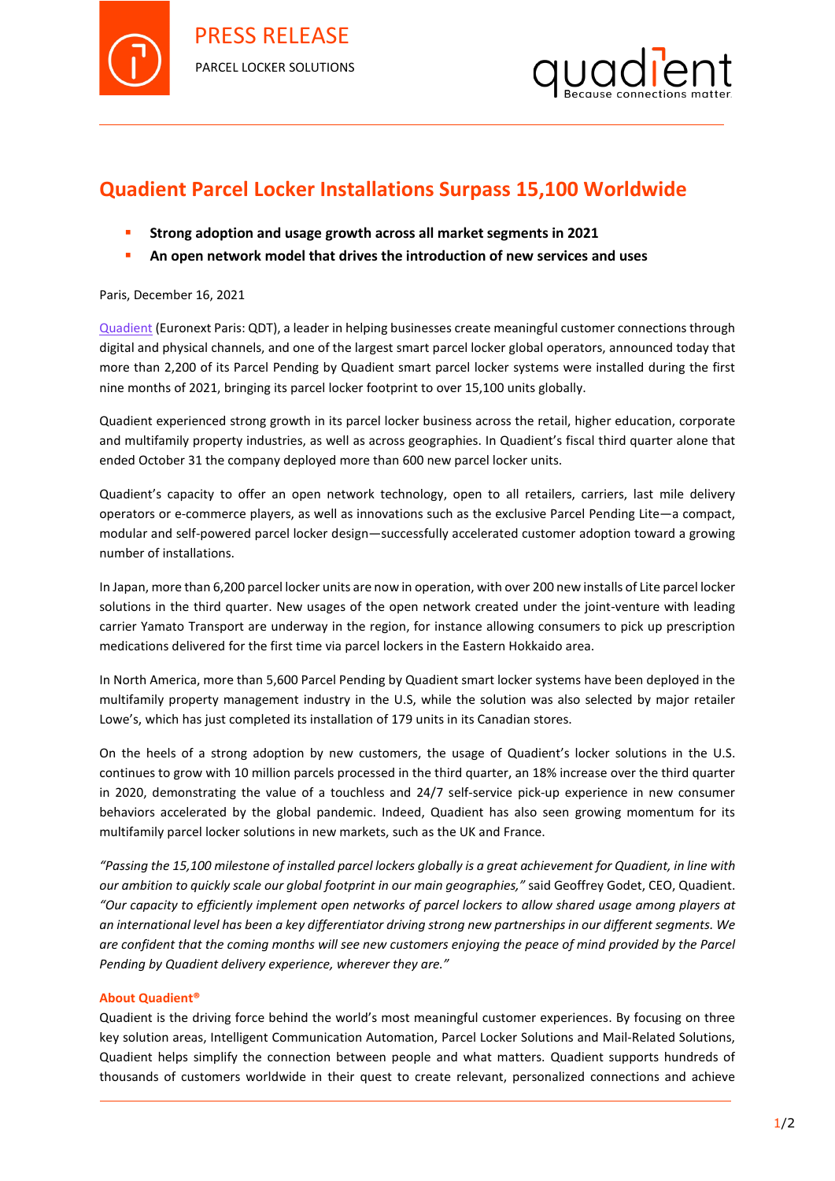PRESS RELEASE

PARCEL LOCKER SOLUTIONS

# Quadient Parcel Locker Installations Surpass 15,100 Worldwide

- **Strong adoption and usage growth across all market segments in 2021**
- **An open network model that drives the introduction of new services and uses**

Paris, December 16, 2021

Quadient (Euronext Paris: QDT), a leader in helping businesses create meaningful customer connections through digital and physical channels, and one of the largest smart parcel locker global operators, announced today that more than 2,200 of its Parcel Pending by Quadient smart parcel locker systems were installed during the first nine months of 2021, bringing its parcel locker footprint to over 15,100 units globally.

Quadient experienced strong growth in its parcel locker business across the retail, higher education, corporate and multifamily property industries, as well as across geographies. In Quadient's fiscal third quarter alone that ended October 31 the company deployed more than 600 new parcel locker units.

Quadient's capacity to offer an open network technology, open to all retailers, carriers, last mile delivery operators or e-commerce players, as well as innovations such as the exclusive Parcel Pending Lite—a compact, modular and self-powered parcel locker design—successfully accelerated customer adoption toward a growing number of installations.

In Japan, more than 6,200 parcel locker units are now in operation, with over 200 new installs of Lite parcel locker solutions in the third quarter. New usages of the open network created under the joint-venture with leading carrier Yamato Transport are underway in the region, for instance allowing consumers to pick up prescription medications delivered for the first time via parcel lockers in the Eastern Hokkaido area.

In North America, more than 5,600 Parcel Pending by Quadient smart locker systems have been deployed in the multifamily property management industry in the U.S, while the solution was also selected by major retailer Lowe's, which has just completed its installation of 179 units in its Canadian stores.

On the heels of a strong adoption by new customers, the usage of Quadient's locker solutions in the U.S. continues to grow with 10 million parcels processed in the third quarter, an 18% increase over the third quarter in 2020, demonstrating the value of a touchless and 24/7 self-service pick-up experience in new consumer behaviors accelerated by the global pandemic. Indeed, Quadient has also seen growing momentum for its multifamily parcel locker solutions in new markets, such as the UK and France.

*"Passing the 15,100 milestone of installed parcel lockers globally is a great achievement for Quadient, in line with our ambition to quickly scale our global footprint in our main geographies,"* said Geoffrey Godet, CEO, Quadient. *"Our capacity to efficiently implement open networks of parcel lockers to allow shared usage among players at an international level has been a key differentiator driving strong new partnerships in our different segments. We are confident that the coming months will see new customers enjoying the peace of mind provided by the Parcel Pending by Quadient delivery experience, wherever they are."*

**About Quadient®**

Quadient is the driving force behind the world's most meaningful customer experiences. By focusing on three key solution areas, Intelligent Communication Automation, Parcel Locker Solutions and Mail-Related Solutions, Quadient helps simplify the connection between people and what matters. Quadient supports hundreds of thousands of customers worldwide in their quest to create relevant, personalized connections and achieve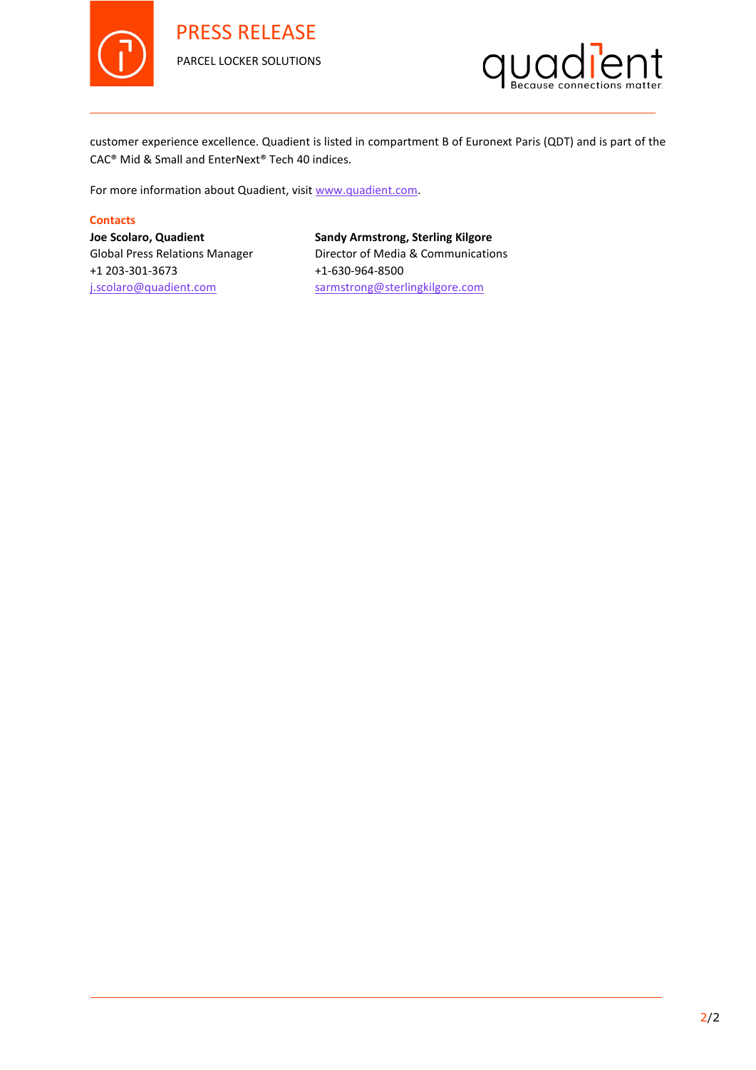customer experience excellence. Quadient is listed in compartment B of Euronext Paris (QDT) and is part of the CAC® Mid & Small and EnterNext® Tech 40 indices.

For more information about Quadient, visit www.quadient.com.

**Contacts**

**Joe Scolaro, Quadient**
Global Press Relations Manager
+1 203-301-3673
j.scolaro@quadient.com

**Sandy Armstrong, Sterling Kilgore**
Director of Media & Communications
+1-630-964-8500
sarmstrong@sterlingkilgore.com